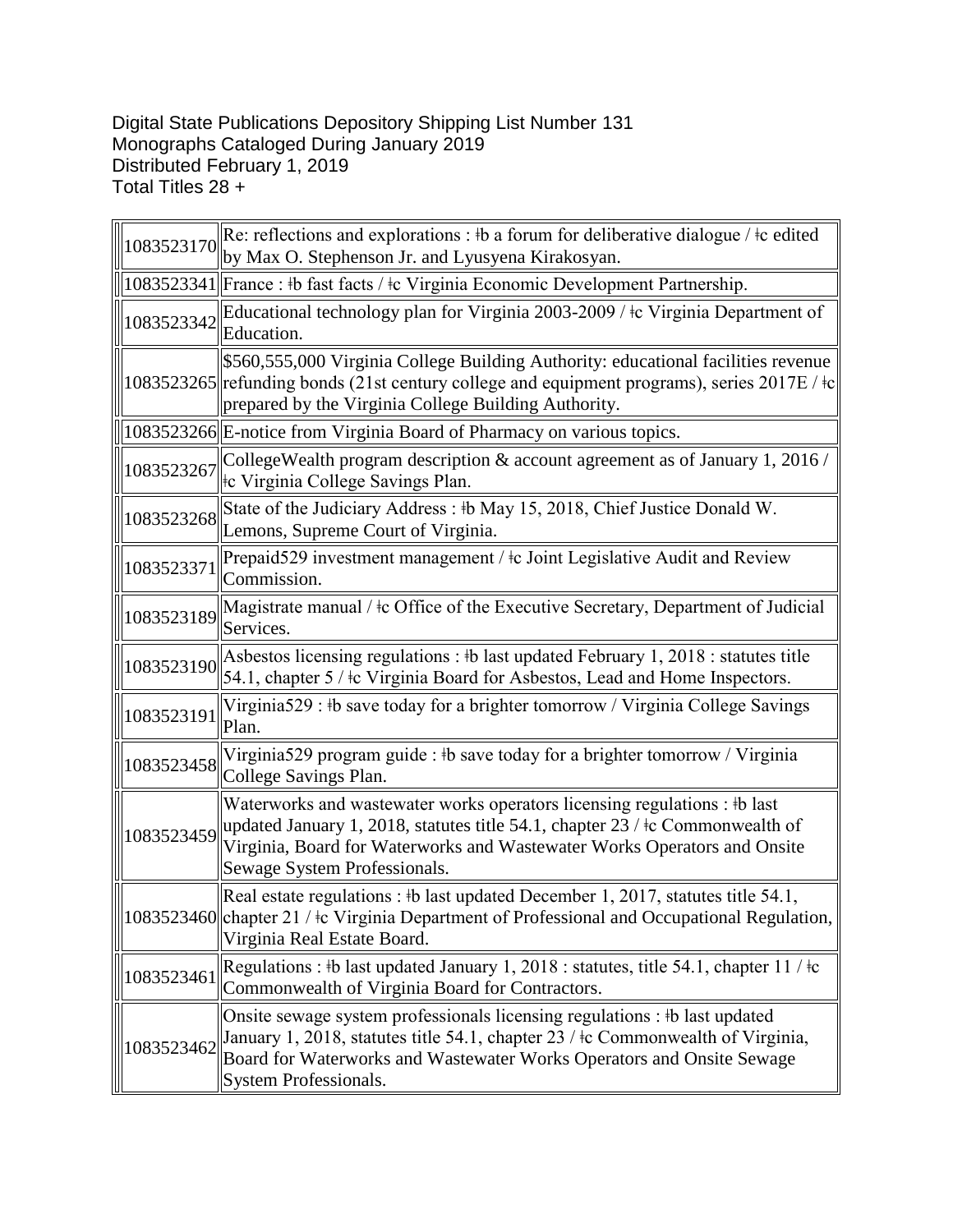Digital State Publications Depository Shipping List Number 131
Monographs Cataloged During January 2019
Distributed February 1, 2019
Total Titles 28 +

| | |
|---|---|
| 1083523170 | Re: reflections and explorations : ǂb a forum for deliberative dialogue / ǂc edited by Max O. Stephenson Jr. and Lyusyena Kirakosyan. |
| 1083523341 | France : ǂb fast facts / ǂc Virginia Economic Development Partnership. |
| 1083523342 | Educational technology plan for Virginia 2003-2009 / ǂc Virginia Department of Education. |
| 1083523265 | $560,555,000 Virginia College Building Authority: educational facilities revenue refunding bonds (21st century college and equipment programs), series 2017E / ǂc prepared by the Virginia College Building Authority. |
| 1083523266 | E-notice from Virginia Board of Pharmacy on various topics. |
| 1083523267 | CollegeWealth program description & account agreement as of January 1, 2016 / ǂc Virginia College Savings Plan. |
| 1083523268 | State of the Judiciary Address : ǂb May 15, 2018, Chief Justice Donald W. Lemons, Supreme Court of Virginia. |
| 1083523371 | Prepaid529 investment management / ǂc Joint Legislative Audit and Review Commission. |
| 1083523189 | Magistrate manual / ǂc Office of the Executive Secretary, Department of Judicial Services. |
| 1083523190 | Asbestos licensing regulations : ǂb last updated February 1, 2018 : statutes title 54.1, chapter 5 / ǂc Virginia Board for Asbestos, Lead and Home Inspectors. |
| 1083523191 | Virginia529 : ǂb save today for a brighter tomorrow / Virginia College Savings Plan. |
| 1083523458 | Virginia529 program guide : ǂb save today for a brighter tomorrow / Virginia College Savings Plan. |
| 1083523459 | Waterworks and wastewater works operators licensing regulations : ǂb last updated January 1, 2018, statutes title 54.1, chapter 23 / ǂc Commonwealth of Virginia, Board for Waterworks and Wastewater Works Operators and Onsite Sewage System Professionals. |
| 1083523460 | Real estate regulations : ǂb last updated December 1, 2017, statutes title 54.1, chapter 21 / ǂc Virginia Department of Professional and Occupational Regulation, Virginia Real Estate Board. |
| 1083523461 | Regulations : ǂb last updated January 1, 2018 : statutes, title 54.1, chapter 11 / ǂc Commonwealth of Virginia Board for Contractors. |
| 1083523462 | Onsite sewage system professionals licensing regulations : ǂb last updated January 1, 2018, statutes title 54.1, chapter 23 / ǂc Commonwealth of Virginia, Board for Waterworks and Wastewater Works Operators and Onsite Sewage System Professionals. |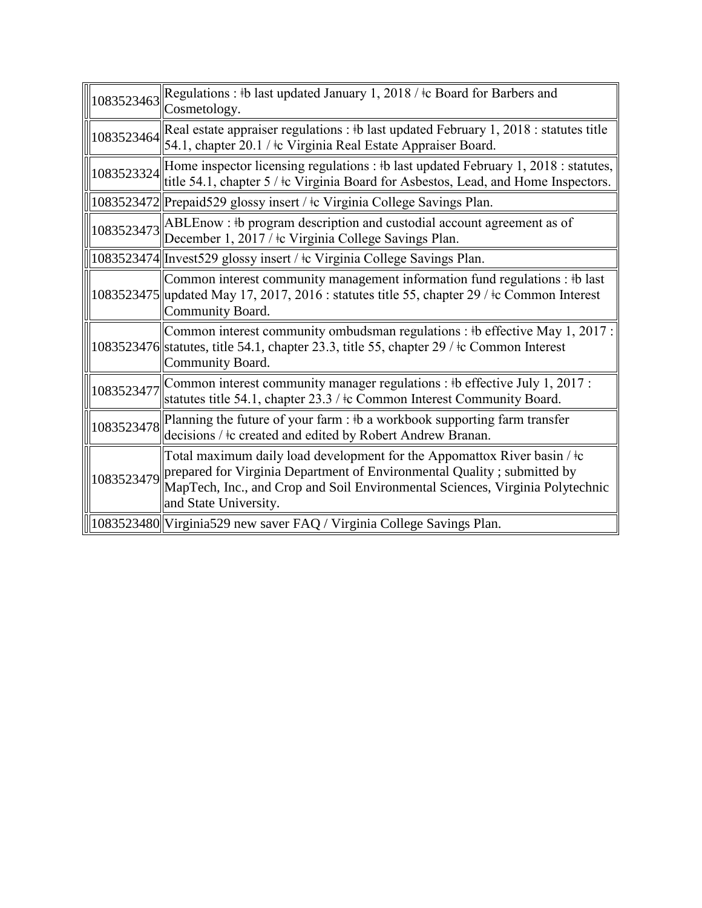| | |
|---|---|
| 1083523463 | Regulations : ǂb last updated January 1, 2018 / ǂc Board for Barbers and Cosmetology. |
| 1083523464 | Real estate appraiser regulations : ǂb last updated February 1, 2018 : statutes title 54.1, chapter 20.1 / ǂc Virginia Real Estate Appraiser Board. |
| 1083523324 | Home inspector licensing regulations : ǂb last updated February 1, 2018 : statutes, title 54.1, chapter 5 / ǂc Virginia Board for Asbestos, Lead, and Home Inspectors. |
| 1083523472 | Prepaid529 glossy insert / ǂc Virginia College Savings Plan. |
| 1083523473 | ABLEnow : ǂb program description and custodial account agreement as of December 1, 2017 / ǂc Virginia College Savings Plan. |
| 1083523474 | Invest529 glossy insert / ǂc Virginia College Savings Plan. |
| 1083523475 | Common interest community management information fund regulations : ǂb last updated May 17, 2017, 2016 : statutes title 55, chapter 29 / ǂc Common Interest Community Board. |
| 1083523476 | Common interest community ombudsman regulations : ǂb effective May 1, 2017 : statutes, title 54.1, chapter 23.3, title 55, chapter 29 / ǂc Common Interest Community Board. |
| 1083523477 | Common interest community manager regulations : ǂb effective July 1, 2017 : statutes title 54.1, chapter 23.3 / ǂc Common Interest Community Board. |
| 1083523478 | Planning the future of your farm : ǂb a workbook supporting farm transfer decisions / ǂc created and edited by Robert Andrew Branan. |
| 1083523479 | Total maximum daily load development for the Appomattox River basin / ǂc prepared for Virginia Department of Environmental Quality ; submitted by MapTech, Inc., and Crop and Soil Environmental Sciences, Virginia Polytechnic and State University. |
| 1083523480 | Virginia529 new saver FAQ / Virginia College Savings Plan. |